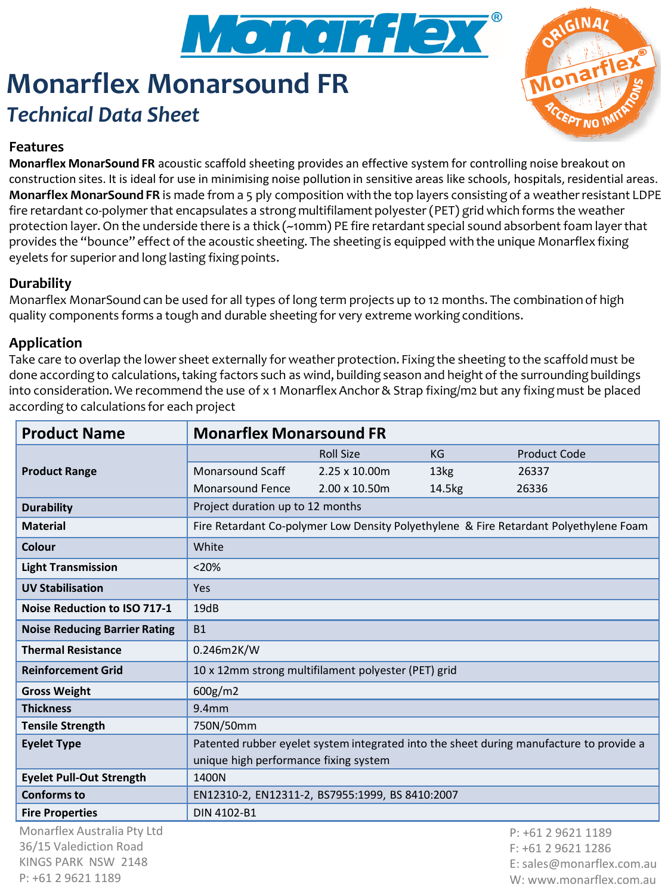# Monarflex Monarsound FR

## *Technical Data Sheet*

### Features

**Monarflex MonarSound FR** acoustic scaffold sheeting provides an effective system for controlling noise breakout on construction sites. It is ideal for use in minimising noise pollution in sensitive areas like schools, hospitals, residential areas. **Monarflex MonarSound FR** is made from a 5 ply composition with the top layers consisting of a weather resistant LDPE fire retardant co-polymer that encapsulates a strong multifilament polyester (PET) grid which forms the weather protection layer. On the underside there is a thick (~10mm) PE fire retardant special sound absorbent foam layer that provides the "bounce" effect of the acoustic sheeting. The sheeting is equipped with the unique Monarflex fixing eyelets for superior and long lasting fixing points.

### Durability

Monarflex MonarSound can be used for all types of long term projects up to 12 months. The combination of high quality components forms a tough and durable sheeting for very extreme working conditions.

### Application

Take care to overlap the lower sheet externally for weather protection. Fixing the sheeting to the scaffold must be done according to calculations, taking factors such as wind, building season and height of the surrounding buildings into consideration. We recommend the use of x 1 Monarflex Anchor & Strap fixing/m2 but any fixing must be placed according to calculations for each project

| **Product Name** | **Monarflex Monarsound FR** | | | |
|---|---|---|---|---|
| **Product Range** | | Roll Size | KG | Product Code |
| | Monarsound Scaff | 2.25 x 10.00m | 13kg | 26337 |
| | Monarsound Fence | 2.00 x 10.50m | 14.5kg | 26336 |
| **Durability** | Project duration up to 12 months | | | |
| **Material** | Fire Retardant Co-polymer Low Density Polyethylene & Fire Retardant Polyethylene Foam | | | |
| **Colour** | White | | | |
| **Light Transmission** | <20% | | | |
| **UV Stabilisation** | Yes | | | |
| **Noise Reduction to ISO 717-1** | 19dB | | | |
| **Noise Reducing Barrier Rating** | B1 | | | |
| **Thermal Resistance** | 0.246m2K/W | | | |
| **Reinforcement Grid** | 10 x 12mm strong multifilament polyester (PET) grid | | | |
| **Gross Weight** | 600g/m2 | | | |
| **Thickness** | 9.4mm | | | |
| **Tensile Strength** | 750N/50mm | | | |
| **Eyelet Type** | Patented rubber eyelet system integrated into the sheet during manufacture to provide a unique high performance fixing system | | | |
| **Eyelet Pull-Out Strength** | 1400N | | | |
| **Conforms to** | EN12310-2, EN12311-2, BS7955:1999, BS 8410:2007 | | | |
| **Fire Properties** | DIN 4102-B1 | | | |

Monarflex Australia Pty Ltd
36/15 Valediction Road
KINGS PARK NSW 2148
P: +61 2 9621 1189

P: +61 2 9621 1189
F: +61 2 9621 1286
E: sales@monarflex.com.au
W: www.monarflex.com.au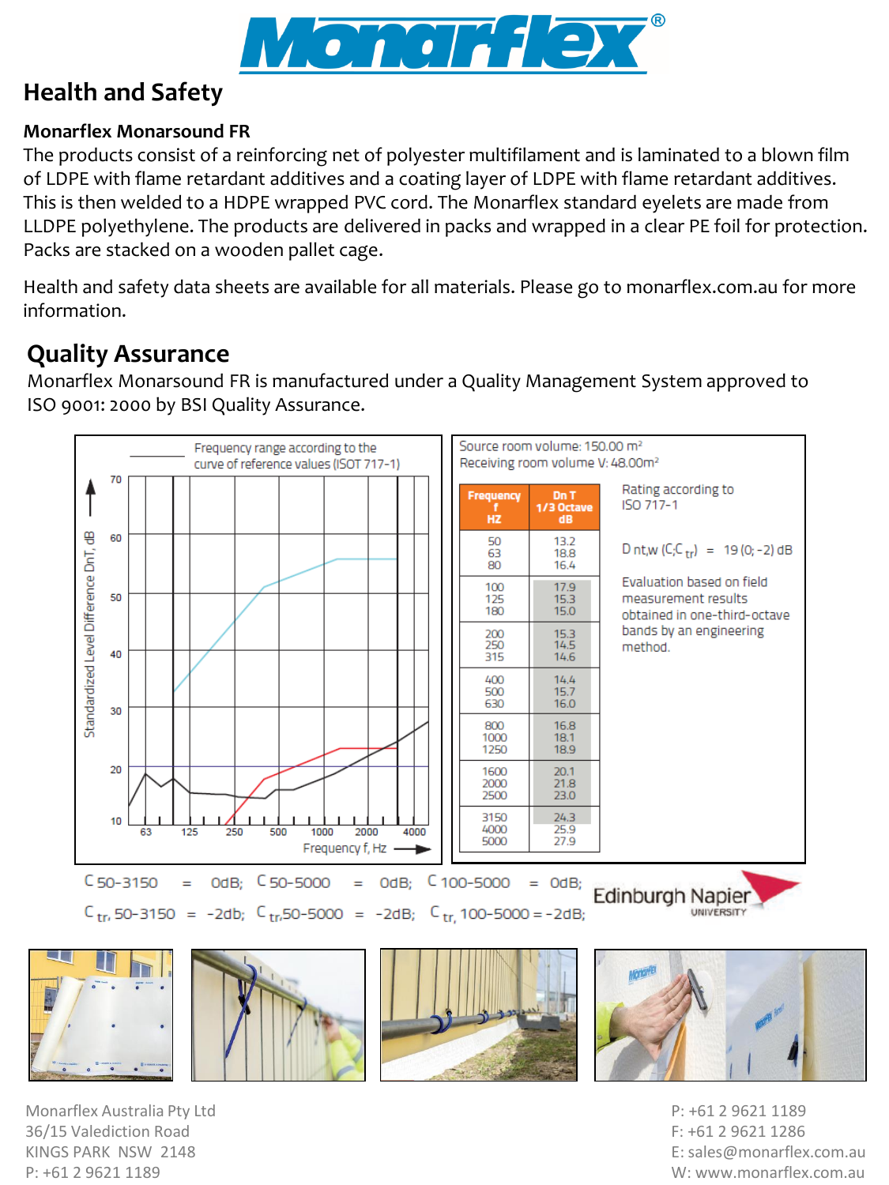## Health and Safety

### Monarflex Monarsound FR

The products consist of a reinforcing net of polyester multifilament and is laminated to a blown film of LDPE with flame retardant additives and a coating layer of LDPE with flame retardant additives. This is then welded to a HDPE wrapped PVC cord. The Monarflex standard eyelets are made from LLDPE polyethylene. The products are delivered in packs and wrapped in a clear PE foil for protection. Packs are stacked on a wooden pallet cage.

Health and safety data sheets are available for all materials. Please go to monarflex.com.au for more information.

## Quality Assurance

Monarflex Monarsound FR is manufactured under a Quality Management System approved to ISO 9001: 2000 by BSI Quality Assurance.

Frequency range according to the curve of reference values (ISOT 717-1)

Standardized Level Difference DnT, dB

70
60
50
40
30
20
10

63 125 250 500 1000 2000 4000

Frequency f, Hz

Source room volume: 150.00 m²
Receiving room volume V: 48.00m²

| Frequency f HZ | Dn T 1/3 Octave dB |
|---|---|
| 50 | 13.2 |
| 63 | 18.8 |
| 80 | 16.4 |
| 100 | 17.9 |
| 125 | 15.3 |
| 180 | 15.0 |
| 200 | 15.3 |
| 250 | 14.5 |
| 315 | 14.6 |
| 400 | 14.4 |
| 500 | 15.7 |
| 630 | 16.0 |
| 800 | 16.8 |
| 1000 | 18.1 |
| 1250 | 18.9 |
| 1600 | 20.1 |
| 2000 | 21.8 |
| 2500 | 23.0 |
| 3150 | 24.3 |
| 4000 | 25.9 |
| 5000 | 27.9 |

Rating according to ISO 717-1

$D_{nt,w}$ $(C;C_{tr})$ = 19 (0; -2) dB

Evaluation based on field measurement results obtained in one-third-octave bands by an engineering method.

$C_{50-3150}$ = 0dB; $C_{50-5000}$ = 0dB; $C_{100-5000}$ = 0dB;

$C_{tr,\,50-3150}$ = -2db; $C_{tr,50-5000}$ = -2dB; $C_{tr,\,100-5000}$ = -2dB;

Edinburgh Napier UNIVERSITY

Monarflex Australia Pty Ltd
36/15 Valediction Road
KINGS PARK NSW 2148
P: +61 2 9621 1189

P: +61 2 9621 1189
F: +61 2 9621 1286
E: sales@monarflex.com.au
W: www.monarflex.com.au